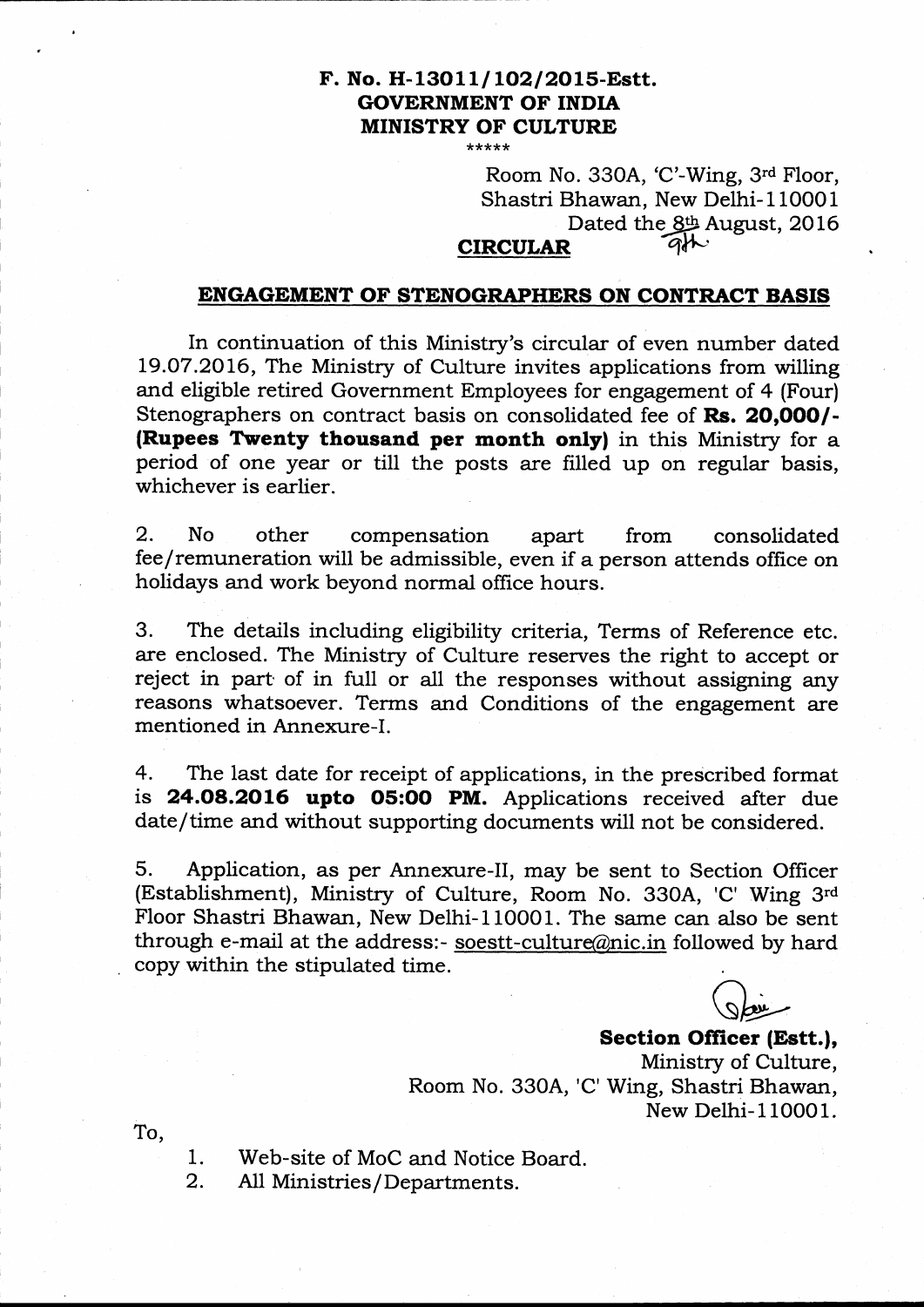**F. No. H-13011/102/2015-Estt.**
**GOVERNMENT OF INDIA**
**MINISTRY OF CULTURE**

\*\*\*\*\*

Room No. 330A, 'C'-Wing, 3rd Floor,
Shastri Bhawan, New Delhi-110001
Dated the 8th August, 2016

**CIRCULAR**

**ENGAGEMENT OF STENOGRAPHERS ON CONTRACT BASIS**

In continuation of this Ministry's circular of even number dated 19.07.2016, The Ministry of Culture invites applications from willing and eligible retired Government Employees for engagement of 4 (Four) Stenographers on contract basis on consolidated fee of **Rs. 20,000/- (Rupees Twenty thousand per month only)** in this Ministry for a period of one year or till the posts are filled up on regular basis, whichever is earlier.

2. No other compensation apart from consolidated fee/remuneration will be admissible, even if a person attends office on holidays and work beyond normal office hours.

3. The details including eligibility criteria, Terms of Reference etc. are enclosed. The Ministry of Culture reserves the right to accept or reject in part of in full or all the responses without assigning any reasons whatsoever. Terms and Conditions of the engagement are mentioned in Annexure-I.

4. The last date for receipt of applications, in the prescribed format is **24.08.2016 upto 05:00 PM.** Applications received after due date/time and without supporting documents will not be considered.

5. Application, as per Annexure-II, may be sent to Section Officer (Establishment), Ministry of Culture, Room No. 330A, 'C' Wing 3rd Floor Shastri Bhawan, New Delhi-110001. The same can also be sent through e-mail at the address:- soestt-culture@nic.in followed by hard copy within the stipulated time.

**Section Officer (Estt.),**
Ministry of Culture,
Room No. 330A, 'C' Wing, Shastri Bhawan,
New Delhi-110001.

To,

1. Web-site of MoC and Notice Board.
2. All Ministries/Departments.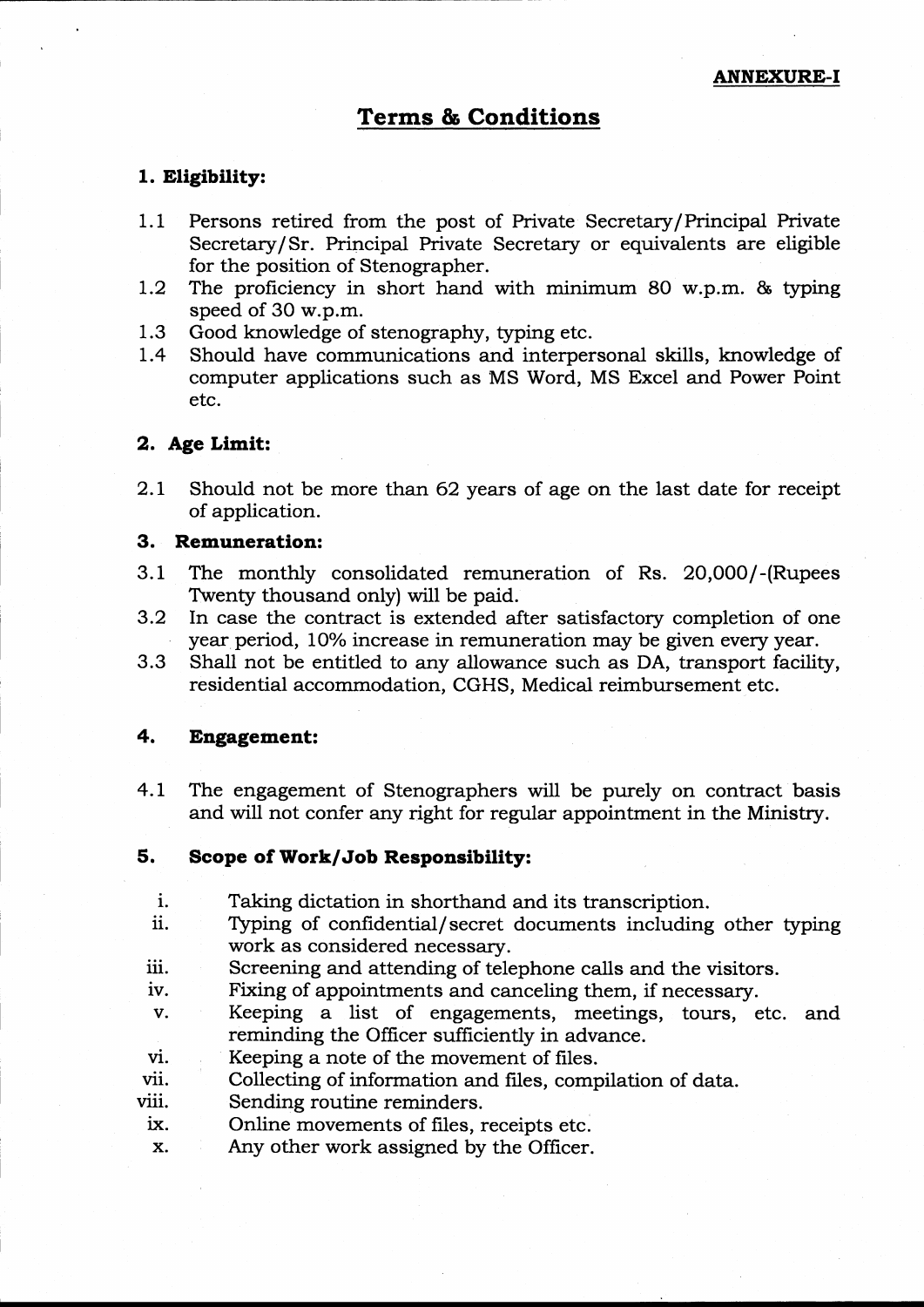**ANNEXURE-I**

# Terms & Conditions

## 1. Eligibility:

1.1 Persons retired from the post of Private Secretary/Principal Private Secretary/Sr. Principal Private Secretary or equivalents are eligible for the position of Stenographer.

1.2 The proficiency in short hand with minimum 80 w.p.m. & typing speed of 30 w.p.m.

1.3 Good knowledge of stenography, typing etc.

1.4 Should have communications and interpersonal skills, knowledge of computer applications such as MS Word, MS Excel and Power Point etc.

## 2. Age Limit:

2.1 Should not be more than 62 years of age on the last date for receipt of application.

## 3. Remuneration:

3.1 The monthly consolidated remuneration of Rs. 20,000/-(Rupees Twenty thousand only) will be paid.

3.2 In case the contract is extended after satisfactory completion of one year period, 10% increase in remuneration may be given every year.

3.3 Shall not be entitled to any allowance such as DA, transport facility, residential accommodation, CGHS, Medical reimbursement etc.

## 4. Engagement:

4.1 The engagement of Stenographers will be purely on contract basis and will not confer any right for regular appointment in the Ministry.

## 5. Scope of Work/Job Responsibility:

i. Taking dictation in shorthand and its transcription.

ii. Typing of confidential/secret documents including other typing work as considered necessary.

iii. Screening and attending of telephone calls and the visitors.

iv. Fixing of appointments and canceling them, if necessary.

v. Keeping a list of engagements, meetings, tours, etc. and reminding the Officer sufficiently in advance.

vi. Keeping a note of the movement of files.

vii. Collecting of information and files, compilation of data.

viii. Sending routine reminders.

ix. Online movements of files, receipts etc.

x. Any other work assigned by the Officer.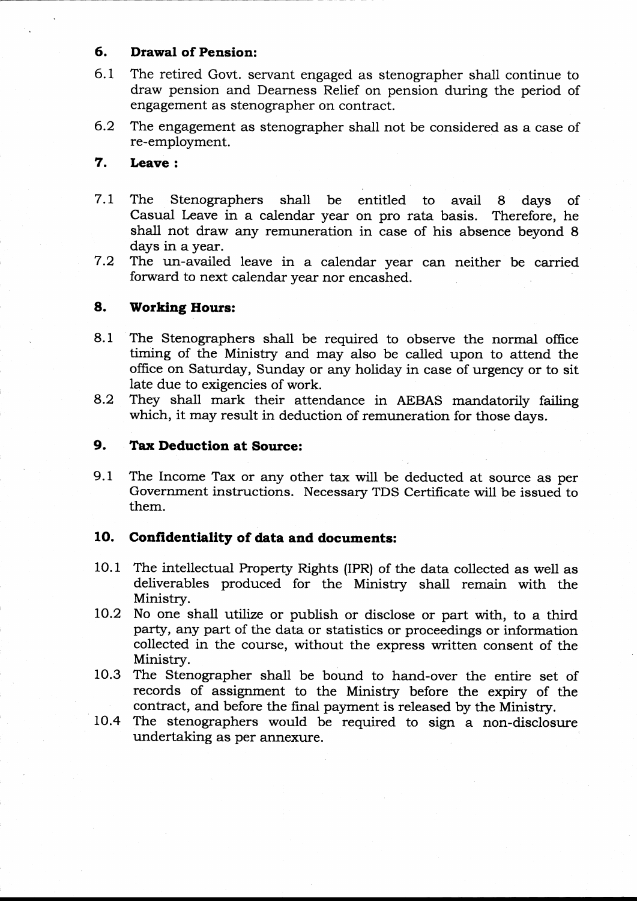## 6. Drawal of Pension:

6.1 The retired Govt. servant engaged as stenographer shall continue to draw pension and Dearness Relief on pension during the period of engagement as stenographer on contract.

6.2 The engagement as stenographer shall not be considered as a case of re-employment.

## 7. Leave :

7.1 The Stenographers shall be entitled to avail 8 days of Casual Leave in a calendar year on pro rata basis. Therefore, he shall not draw any remuneration in case of his absence beyond 8 days in a year.

7.2 The un-availed leave in a calendar year can neither be carried forward to next calendar year nor encashed.

## 8. Working Hours:

8.1 The Stenographers shall be required to observe the normal office timing of the Ministry and may also be called upon to attend the office on Saturday, Sunday or any holiday in case of urgency or to sit late due to exigencies of work.

8.2 They shall mark their attendance in AEBAS mandatorily failing which, it may result in deduction of remuneration for those days.

## 9. Tax Deduction at Source:

9.1 The Income Tax or any other tax will be deducted at source as per Government instructions. Necessary TDS Certificate will be issued to them.

## 10. Confidentiality of data and documents:

10.1 The intellectual Property Rights (IPR) of the data collected as well as deliverables produced for the Ministry shall remain with the Ministry.

10.2 No one shall utilize or publish or disclose or part with, to a third party, any part of the data or statistics or proceedings or information collected in the course, without the express written consent of the Ministry.

10.3 The Stenographer shall be bound to hand-over the entire set of records of assignment to the Ministry before the expiry of the contract, and before the final payment is released by the Ministry.

10.4 The stenographers would be required to sign a non-disclosure undertaking as per annexure.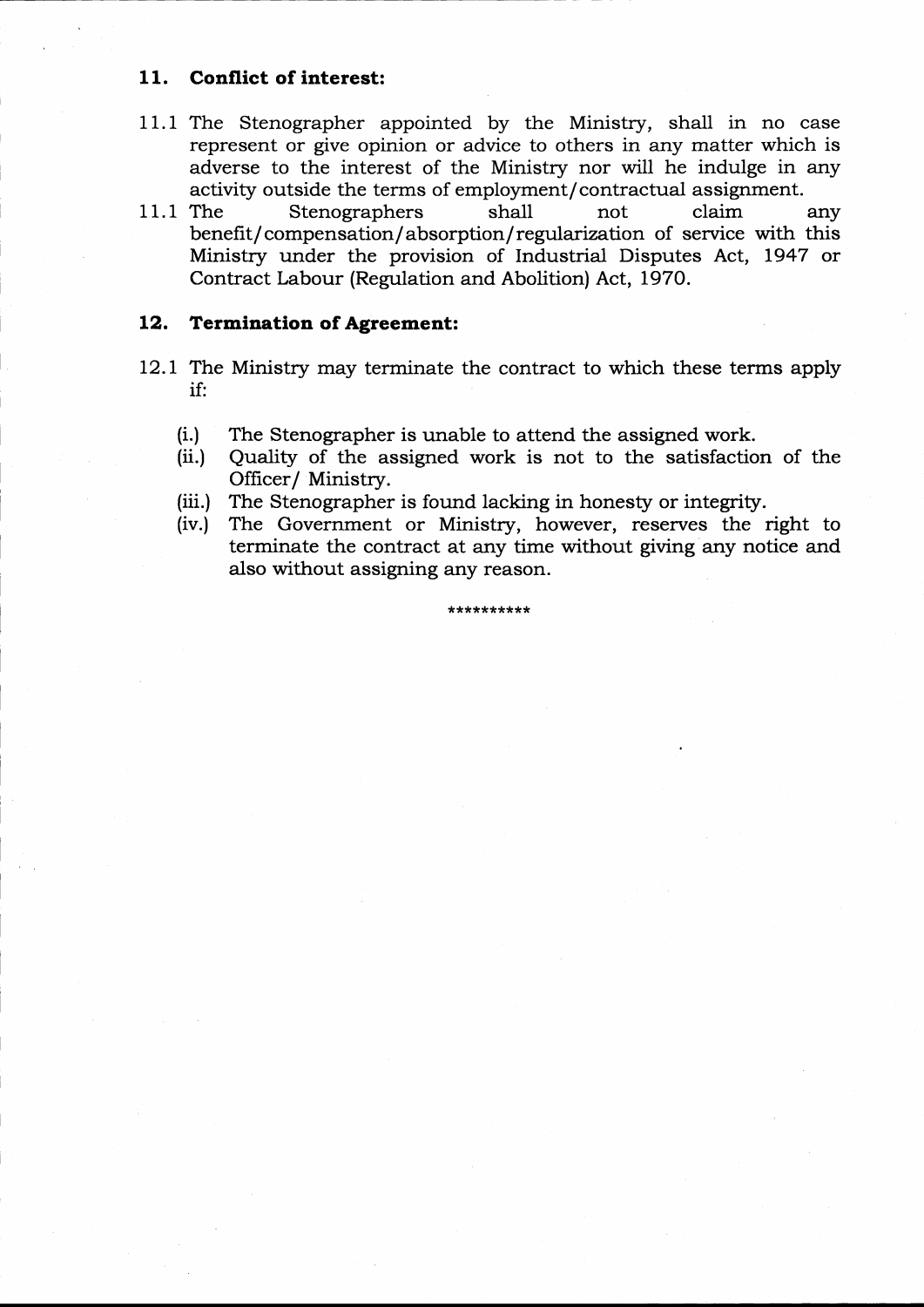## 11. Conflict of interest:

11.1 The Stenographer appointed by the Ministry, shall in no case represent or give opinion or advice to others in any matter which is adverse to the interest of the Ministry nor will he indulge in any activity outside the terms of employment/contractual assignment.

11.1 The Stenographers shall not claim any benefit/compensation/absorption/regularization of service with this Ministry under the provision of Industrial Disputes Act, 1947 or Contract Labour (Regulation and Abolition) Act, 1970.

## 12. Termination of Agreement:

12.1 The Ministry may terminate the contract to which these terms apply if:

(i.) The Stenographer is unable to attend the assigned work.

(ii.) Quality of the assigned work is not to the satisfaction of the Officer/ Ministry.

(iii.) The Stenographer is found lacking in honesty or integrity.

(iv.) The Government or Ministry, however, reserves the right to terminate the contract at any time without giving any notice and also without assigning any reason.

**********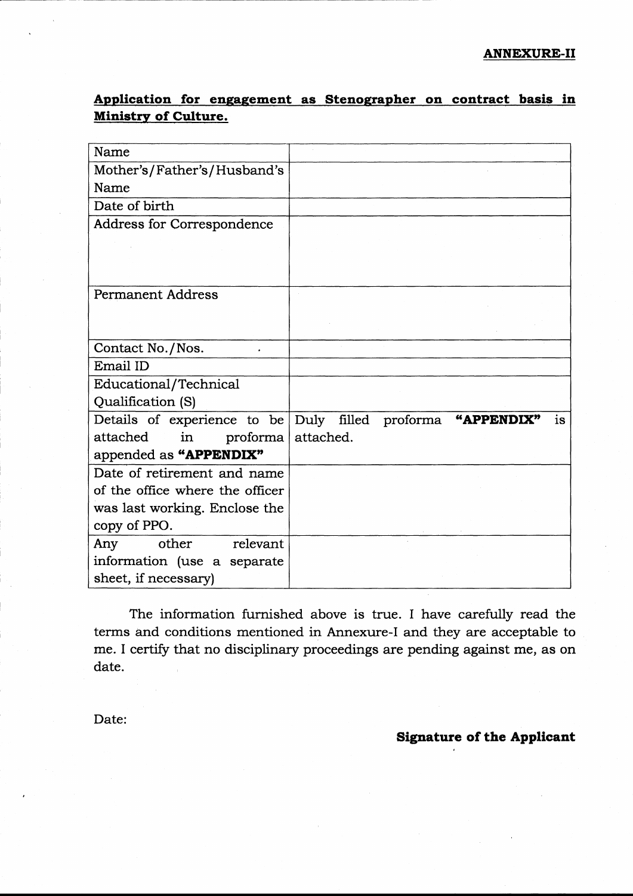**ANNEXURE-II**

**Application for engagement as Stenographer on contract basis in Ministry of Culture.**

| | |
|---|---|
| Name | |
| Mother's/Father's/Husband's Name | |
| Date of birth | |
| Address for Correspondence | |
| Permanent Address | |
| Contact No./Nos. | |
| Email ID | |
| Educational/Technical Qualification (S) | |
| Details of experience to be attached in proforma appended as **"APPENDIX"** | Duly filled proforma **"APPENDIX"** is attached. |
| Date of retirement and name of the office where the officer was last working. Enclose the copy of PPO. | |
| Any other relevant information (use a separate sheet, if necessary) | |

The information furnished above is true. I have carefully read the terms and conditions mentioned in Annexure-I and they are acceptable to me. I certify that no disciplinary proceedings are pending against me, as on date.

Date:

**Signature of the Applicant**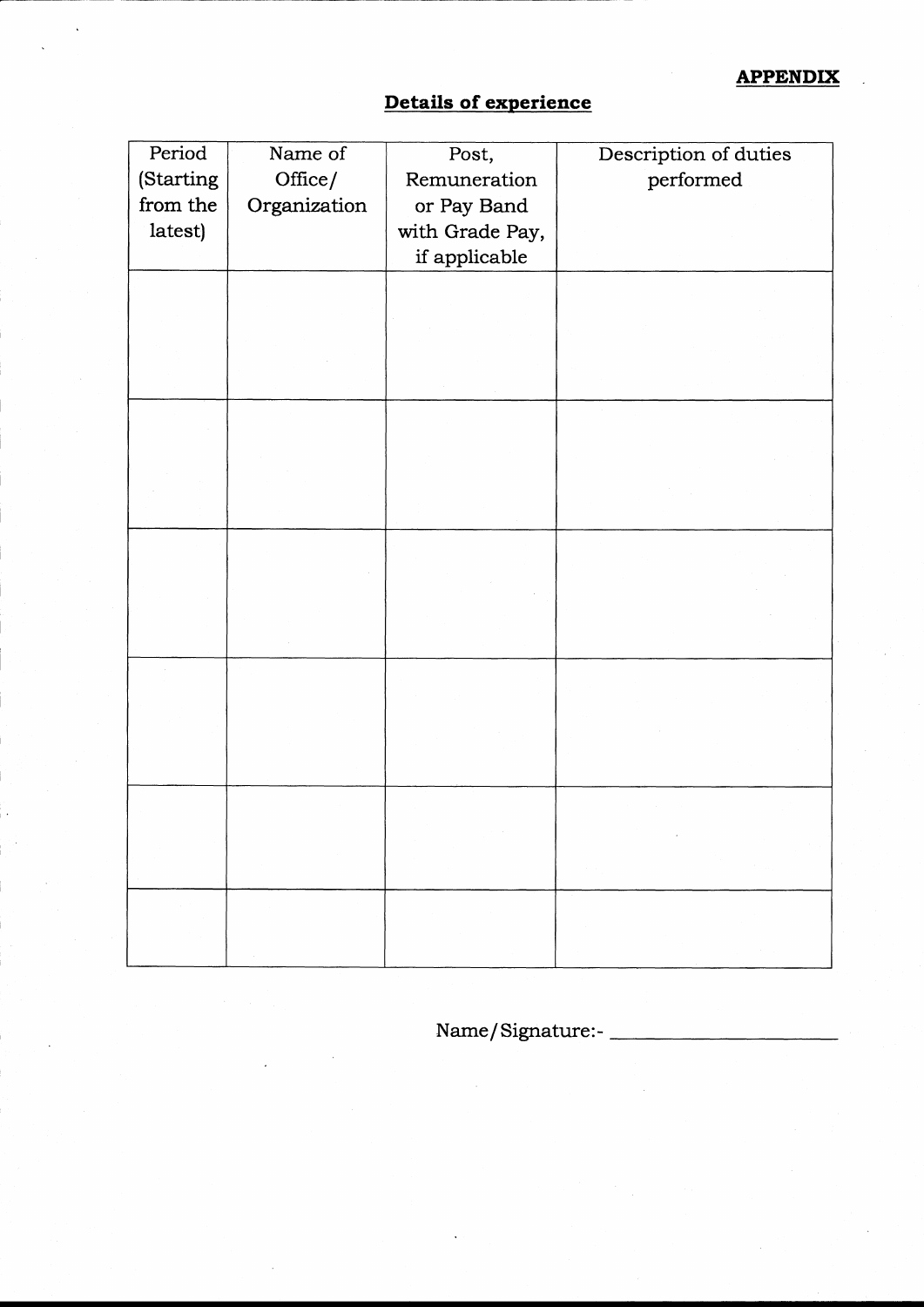**APPENDIX**

## Details of experience

| Period (Starting from the latest) | Name of Office/ Organization | Post, Remuneration or Pay Band with Grade Pay, if applicable | Description of duties performed |
|---|---|---|---|
| | | | |
| | | | |
| | | | |
| | | | |
| | | | |
| | | | |

Name/Signature:- ____________________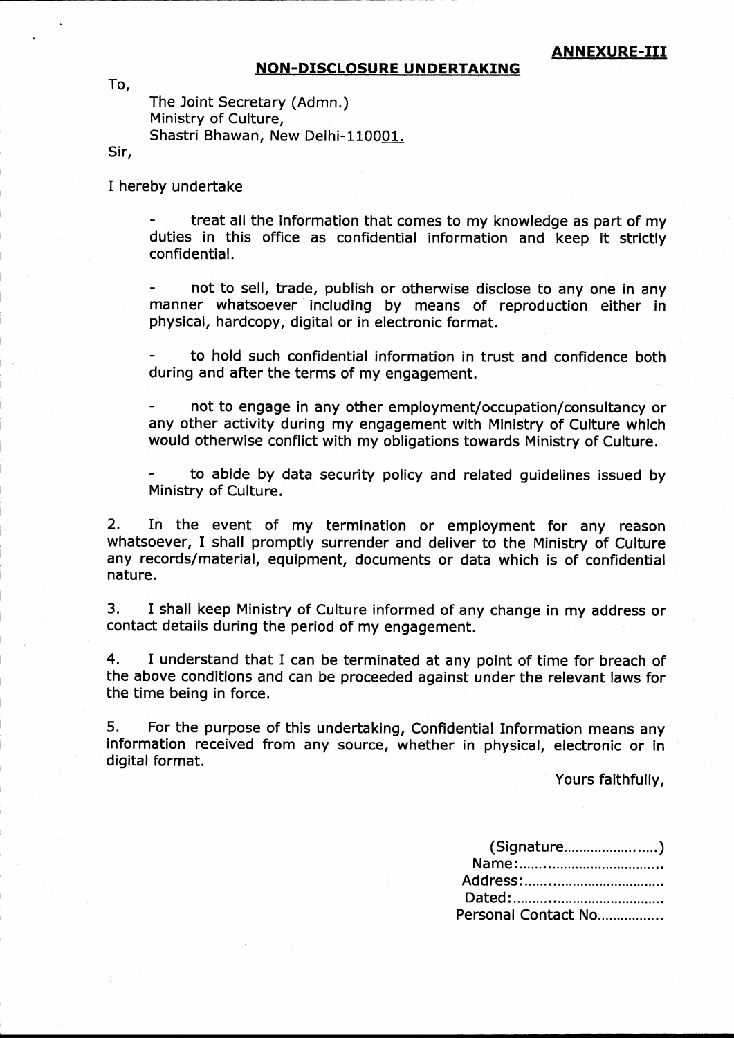**ANNEXURE-III**

## NON-DISCLOSURE UNDERTAKING

To,

The Joint Secretary (Admn.)
Ministry of Culture,
Shastri Bhawan, New Delhi-110001.

Sir,

I hereby undertake

- treat all the information that comes to my knowledge as part of my duties in this office as confidential information and keep it strictly confidential.

- not to sell, trade, publish or otherwise disclose to any one in any manner whatsoever including by means of reproduction either in physical, hardcopy, digital or in electronic format.

- to hold such confidential information in trust and confidence both during and after the terms of my engagement.

- not to engage in any other employment/occupation/consultancy or any other activity during my engagement with Ministry of Culture which would otherwise conflict with my obligations towards Ministry of Culture.

- to abide by data security policy and related guidelines issued by Ministry of Culture.

2. In the event of my termination or employment for any reason whatsoever, I shall promptly surrender and deliver to the Ministry of Culture any records/material, equipment, documents or data which is of confidential nature.

3. I shall keep Ministry of Culture informed of any change in my address or contact details during the period of my engagement.

4. I understand that I can be terminated at any point of time for breach of the above conditions and can be proceeded against under the relevant laws for the time being in force.

5. For the purpose of this undertaking, Confidential Information means any information received from any source, whether in physical, electronic or in digital format.

Yours faithfully,

(Signature.......................)
Name:.......................................
Address:....................................
Dated:.......................................
Personal Contact No.................